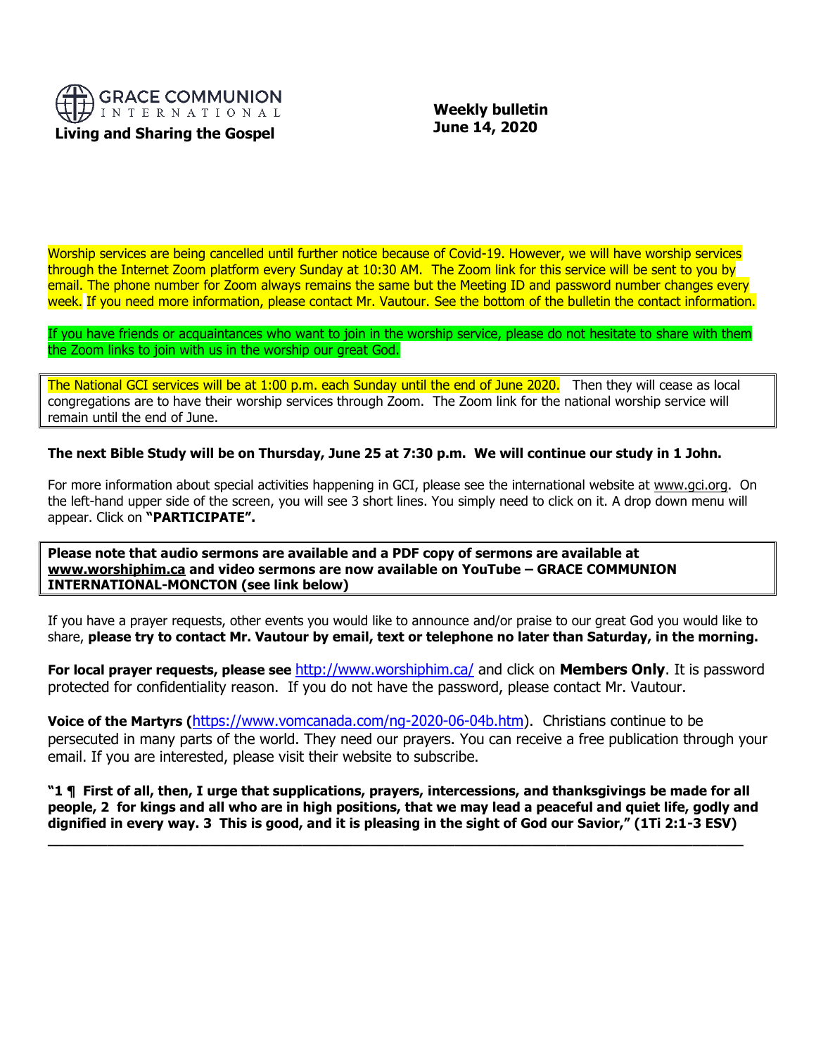GRACE COMMUNION INTERNATIONAL

**Living and Sharing the Gospel**

**Weekly bulletin**
**June 14, 2020**

Worship services are being cancelled until further notice because of Covid-19. However, we will have worship services through the Internet Zoom platform every Sunday at 10:30 AM. The Zoom link for this service will be sent to you by email. The phone number for Zoom always remains the same but the Meeting ID and password number changes every week. If you need more information, please contact Mr. Vautour. See the bottom of the bulletin the contact information.

If you have friends or acquaintances who want to join in the worship service, please do not hesitate to share with them the Zoom links to join with us in the worship our great God.

The National GCI services will be at 1:00 p.m. each Sunday until the end of June 2020. Then they will cease as local congregations are to have their worship services through Zoom. The Zoom link for the national worship service will remain until the end of June.

**The next Bible Study will be on Thursday, June 25 at 7:30 p.m. We will continue our study in 1 John.**

For more information about special activities happening in GCI, please see the international website at www.gci.org. On the left-hand upper side of the screen, you will see 3 short lines. You simply need to click on it. A drop down menu will appear. Click on **"PARTICIPATE".**

**Please note that audio sermons are available and a PDF copy of sermons are available at www.worshiphim.ca and video sermons are now available on YouTube – GRACE COMMUNION INTERNATIONAL-MONCTON (see link below)**

If you have a prayer requests, other events you would like to announce and/or praise to our great God you would like to share, **please try to contact Mr. Vautour by email, text or telephone no later than Saturday, in the morning.**

**For local prayer requests, please see** http://www.worshiphim.ca/ and click on **Members Only**. It is password protected for confidentiality reason. If you do not have the password, please contact Mr. Vautour.

**Voice of the Martyrs (**https://www.vomcanada.com/ng-2020-06-04b.htm). Christians continue to be persecuted in many parts of the world. They need our prayers. You can receive a free publication through your email. If you are interested, please visit their website to subscribe.

**"1 ¶ First of all, then, I urge that supplications, prayers, intercessions, and thanksgivings be made for all people, 2 for kings and all who are in high positions, that we may lead a peaceful and quiet life, godly and dignified in every way. 3 This is good, and it is pleasing in the sight of God our Savior," (1Ti 2:1-3 ESV)**

---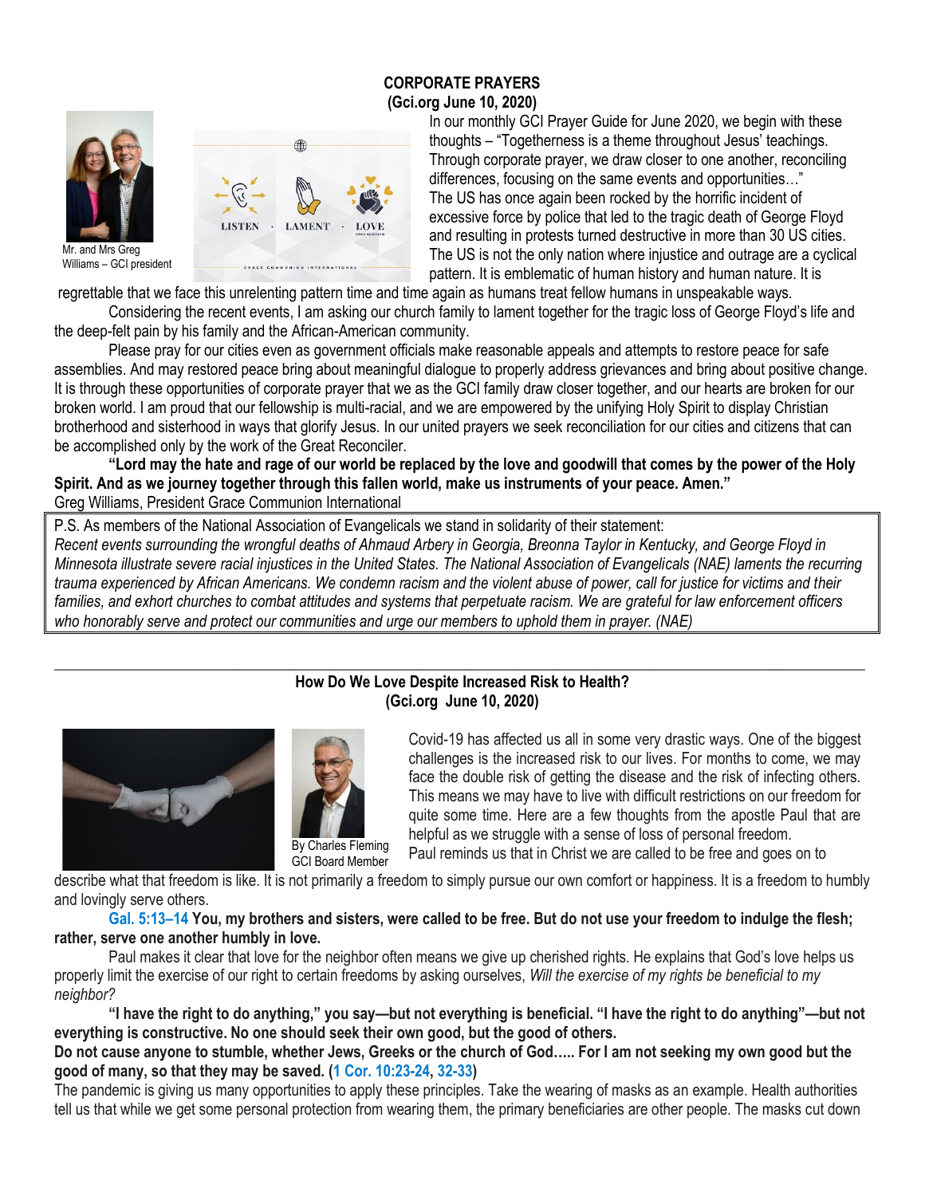## CORPORATE PRAYERS
**(Gci.org June 10, 2020)**

Mr. and Mrs Greg Williams – GCI president

In our monthly GCI Prayer Guide for June 2020, we begin with these thoughts – "Togetherness is a theme throughout Jesus' teachings. Through corporate prayer, we draw closer to one another, reconciling differences, focusing on the same events and opportunities…"

The US has once again been rocked by the horrific incident of excessive force by police that led to the tragic death of George Floyd and resulting in protests turned destructive in more than 30 US cities. The US is not the only nation where injustice and outrage are a cyclical pattern. It is emblematic of human history and human nature. It is regrettable that we face this unrelenting pattern time and time again as humans treat fellow humans in unspeakable ways.

Considering the recent events, I am asking our church family to lament together for the tragic loss of George Floyd's life and the deep-felt pain by his family and the African-American community.

Please pray for our cities even as government officials make reasonable appeals and attempts to restore peace for safe assemblies. And may restored peace bring about meaningful dialogue to properly address grievances and bring about positive change. It is through these opportunities of corporate prayer that we as the GCI family draw closer together, and our hearts are broken for our broken world. I am proud that our fellowship is multi-racial, and we are empowered by the unifying Holy Spirit to display Christian brotherhood and sisterhood in ways that glorify Jesus. In our united prayers we seek reconciliation for our cities and citizens that can be accomplished only by the work of the Great Reconciler.

**"Lord may the hate and rage of our world be replaced by the love and goodwill that comes by the power of the Holy Spirit. And as we journey together through this fallen world, make us instruments of your peace. Amen."**

Greg Williams, President Grace Communion International

P.S. As members of the National Association of Evangelicals we stand in solidarity of their statement:
*Recent events surrounding the wrongful deaths of Ahmaud Arbery in Georgia, Breonna Taylor in Kentucky, and George Floyd in Minnesota illustrate severe racial injustices in the United States. The National Association of Evangelicals (NAE) laments the recurring trauma experienced by African Americans. We condemn racism and the violent abuse of power, call for justice for victims and their families, and exhort churches to combat attitudes and systems that perpetuate racism. We are grateful for law enforcement officers who honorably serve and protect our communities and urge our members to uphold them in prayer. (NAE)*

---

## How Do We Love Despite Increased Risk to Health?
**(Gci.org June 10, 2020)**

By Charles Fleming
GCI Board Member

Covid-19 has affected us all in some very drastic ways. One of the biggest challenges is the increased risk to our lives. For months to come, we may face the double risk of getting the disease and the risk of infecting others. This means we may have to live with difficult restrictions on our freedom for quite some time. Here are a few thoughts from the apostle Paul that are helpful as we struggle with a sense of loss of personal freedom.

Paul reminds us that in Christ we are called to be free and goes on to describe what that freedom is like. It is not primarily a freedom to simply pursue our own comfort or happiness. It is a freedom to humbly and lovingly serve others.

**Gal. 5:13–14 You, my brothers and sisters, were called to be free. But do not use your freedom to indulge the flesh; rather, serve one another humbly in love.**

Paul makes it clear that love for the neighbor often means we give up cherished rights. He explains that God's love helps us properly limit the exercise of our right to certain freedoms by asking ourselves, *Will the exercise of my rights be beneficial to my neighbor?*

**"I have the right to do anything," you say—but not everything is beneficial. "I have the right to do anything"—but not everything is constructive. No one should seek their own good, but the good of others.**
**Do not cause anyone to stumble, whether Jews, Greeks or the church of God….. For I am not seeking my own good but the good of many, so that they may be saved. (1 Cor. 10:23-24, 32-33)**

The pandemic is giving us many opportunities to apply these principles. Take the wearing of masks as an example. Health authorities tell us that while we get some personal protection from wearing them, the primary beneficiaries are other people. The masks cut down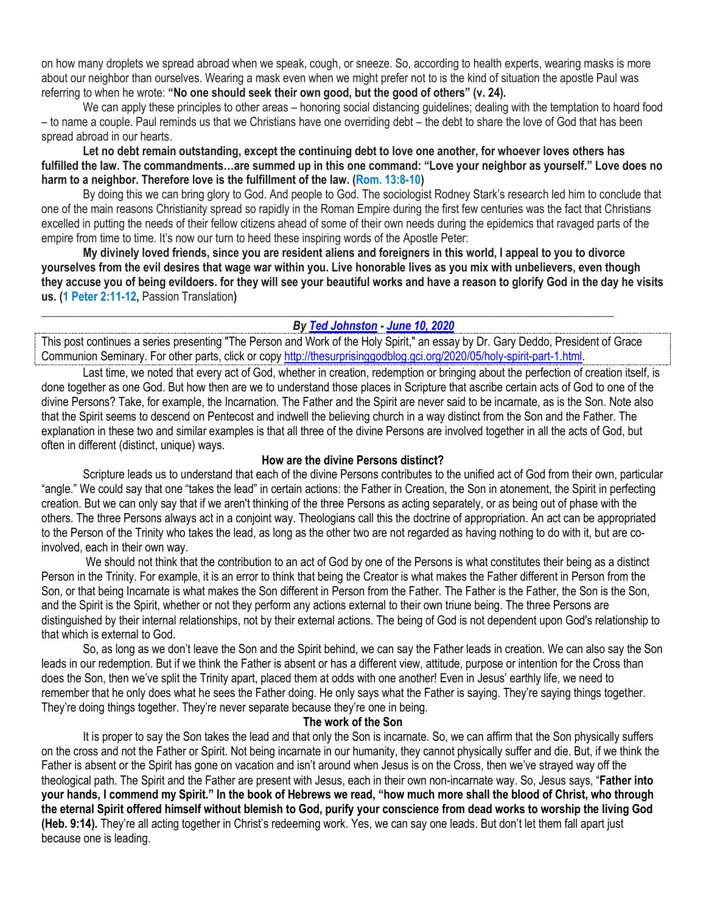on how many droplets we spread abroad when we speak, cough, or sneeze. So, according to health experts, wearing masks is more about our neighbor than ourselves. Wearing a mask even when we might prefer not to is the kind of situation the apostle Paul was referring to when he wrote: **"No one should seek their own good, but the good of others" (v. 24).**

We can apply these principles to other areas – honoring social distancing guidelines; dealing with the temptation to hoard food – to name a couple. Paul reminds us that we Christians have one overriding debt – the debt to share the love of God that has been spread abroad in our hearts.

**Let no debt remain outstanding, except the continuing debt to love one another, for whoever loves others has fulfilled the law. The commandments…are summed up in this one command: "Love your neighbor as yourself." Love does no harm to a neighbor. Therefore love is the fulfillment of the law. (Rom. 13:8-10)**

By doing this we can bring glory to God. And people to God. The sociologist Rodney Stark's research led him to conclude that one of the main reasons Christianity spread so rapidly in the Roman Empire during the first few centuries was the fact that Christians excelled in putting the needs of their fellow citizens ahead of some of their own needs during the epidemics that ravaged parts of the empire from time to time. It's now our turn to heed these inspiring words of the Apostle Peter:

**My divinely loved friends, since you are resident aliens and foreigners in this world, I appeal to you to divorce yourselves from the evil desires that wage war within you. Live honorable lives as you mix with unbelievers, even though they accuse you of being evildoers. for they will see your beautiful works and have a reason to glorify God in the day he visits us. (1 Peter 2:11-12,** Passion Translation**)**

---

***By Ted Johnston - June 10, 2020***

This post continues a series presenting "The Person and Work of the Holy Spirit," an essay by Dr. Gary Deddo, President of Grace Communion Seminary. For other parts, click or copy http://thesurprisinggodblog.gci.org/2020/05/holy-spirit-part-1.html.

Last time, we noted that every act of God, whether in creation, redemption or bringing about the perfection of creation itself, is done together as one God. But how then are we to understand those places in Scripture that ascribe certain acts of God to one of the divine Persons? Take, for example, the Incarnation. The Father and the Spirit are never said to be incarnate, as is the Son. Note also that the Spirit seems to descend on Pentecost and indwell the believing church in a way distinct from the Son and the Father. The explanation in these two and similar examples is that all three of the divine Persons are involved together in all the acts of God, but often in different (distinct, unique) ways.

**How are the divine Persons distinct?**

Scripture leads us to understand that each of the divine Persons contributes to the unified act of God from their own, particular "angle." We could say that one "takes the lead" in certain actions: the Father in Creation, the Son in atonement, the Spirit in perfecting creation. But we can only say that if we aren't thinking of the three Persons as acting separately, or as being out of phase with the others. The three Persons always act in a conjoint way. Theologians call this the doctrine of appropriation. An act can be appropriated to the Person of the Trinity who takes the lead, as long as the other two are not regarded as having nothing to do with it, but are co-involved, each in their own way.

We should not think that the contribution to an act of God by one of the Persons is what constitutes their being as a distinct Person in the Trinity. For example, it is an error to think that being the Creator is what makes the Father different in Person from the Son, or that being Incarnate is what makes the Son different in Person from the Father. The Father is the Father, the Son is the Son, and the Spirit is the Spirit, whether or not they perform any actions external to their own triune being. The three Persons are distinguished by their internal relationships, not by their external actions. The being of God is not dependent upon God's relationship to that which is external to God.

So, as long as we don't leave the Son and the Spirit behind, we can say the Father leads in creation. We can also say the Son leads in our redemption. But if we think the Father is absent or has a different view, attitude, purpose or intention for the Cross than does the Son, then we've split the Trinity apart, placed them at odds with one another! Even in Jesus' earthly life, we need to remember that he only does what he sees the Father doing. He only says what the Father is saying. They're saying things together. They're doing things together. They're never separate because they're one in being.

**The work of the Son**

It is proper to say the Son takes the lead and that only the Son is incarnate. So, we can affirm that the Son physically suffers on the cross and not the Father or Spirit. Not being incarnate in our humanity, they cannot physically suffer and die. But, if we think the Father is absent or the Spirit has gone on vacation and isn't around when Jesus is on the Cross, then we've strayed way off the theological path. The Spirit and the Father are present with Jesus, each in their own non-incarnate way. So, Jesus says, "**Father into your hands, I commend my Spirit." In the book of Hebrews we read, "how much more shall the blood of Christ, who through the eternal Spirit offered himself without blemish to God, purify your conscience from dead works to worship the living God (Heb. 9:14).** They're all acting together in Christ's redeeming work. Yes, we can say one leads. But don't let them fall apart just because one is leading.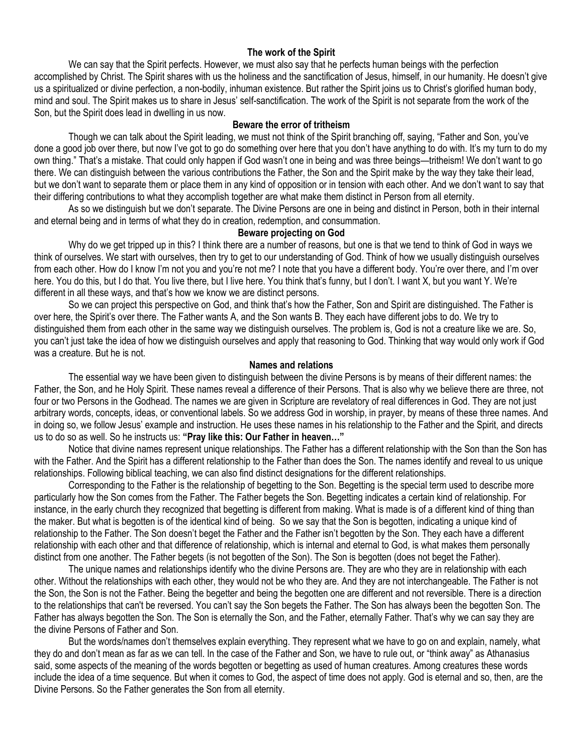### The work of the Spirit

We can say that the Spirit perfects. However, we must also say that he perfects human beings with the perfection accomplished by Christ. The Spirit shares with us the holiness and the sanctification of Jesus, himself, in our humanity. He doesn't give us a spiritualized or divine perfection, a non-bodily, inhuman existence. But rather the Spirit joins us to Christ's glorified human body, mind and soul. The Spirit makes us to share in Jesus' self-sanctification. The work of the Spirit is not separate from the work of the Son, but the Spirit does lead in dwelling in us now.

### Beware the error of tritheism

Though we can talk about the Spirit leading, we must not think of the Spirit branching off, saying, "Father and Son, you've done a good job over there, but now I've got to go do something over here that you don't have anything to do with. It's my turn to do my own thing." That's a mistake. That could only happen if God wasn't one in being and was three beings—tritheism! We don't want to go there. We can distinguish between the various contributions the Father, the Son and the Spirit make by the way they take their lead, but we don't want to separate them or place them in any kind of opposition or in tension with each other. And we don't want to say that their differing contributions to what they accomplish together are what make them distinct in Person from all eternity.

As so we distinguish but we don't separate. The Divine Persons are one in being and distinct in Person, both in their internal and eternal being and in terms of what they do in creation, redemption, and consummation.

### Beware projecting on God

Why do we get tripped up in this? I think there are a number of reasons, but one is that we tend to think of God in ways we think of ourselves. We start with ourselves, then try to get to our understanding of God. Think of how we usually distinguish ourselves from each other. How do I know I'm not you and you're not me? I note that you have a different body. You're over there, and I'm over here. You do this, but I do that. You live there, but I live here. You think that's funny, but I don't. I want X, but you want Y. We're different in all these ways, and that's how we know we are distinct persons.

So we can project this perspective on God, and think that's how the Father, Son and Spirit are distinguished. The Father is over here, the Spirit's over there. The Father wants A, and the Son wants B. They each have different jobs to do. We try to distinguished them from each other in the same way we distinguish ourselves. The problem is, God is not a creature like we are. So, you can't just take the idea of how we distinguish ourselves and apply that reasoning to God. Thinking that way would only work if God was a creature. But he is not.

### Names and relations

The essential way we have been given to distinguish between the divine Persons is by means of their different names: the Father, the Son, and he Holy Spirit. These names reveal a difference of their Persons. That is also why we believe there are three, not four or two Persons in the Godhead. The names we are given in Scripture are revelatory of real differences in God. They are not just arbitrary words, concepts, ideas, or conventional labels. So we address God in worship, in prayer, by means of these three names. And in doing so, we follow Jesus' example and instruction. He uses these names in his relationship to the Father and the Spirit, and directs us to do so as well. So he instructs us: **"Pray like this: Our Father in heaven…"**

Notice that divine names represent unique relationships. The Father has a different relationship with the Son than the Son has with the Father. And the Spirit has a different relationship to the Father than does the Son. The names identify and reveal to us unique relationships. Following biblical teaching, we can also find distinct designations for the different relationships.

Corresponding to the Father is the relationship of begetting to the Son. Begetting is the special term used to describe more particularly how the Son comes from the Father. The Father begets the Son. Begetting indicates a certain kind of relationship. For instance, in the early church they recognized that begetting is different from making. What is made is of a different kind of thing than the maker. But what is begotten is of the identical kind of being. So we say that the Son is begotten, indicating a unique kind of relationship to the Father. The Son doesn't beget the Father and the Father isn't begotten by the Son. They each have a different relationship with each other and that difference of relationship, which is internal and eternal to God, is what makes them personally distinct from one another. The Father begets (is not begotten of the Son). The Son is begotten (does not beget the Father).

The unique names and relationships identify who the divine Persons are. They are who they are in relationship with each other. Without the relationships with each other, they would not be who they are. And they are not interchangeable. The Father is not the Son, the Son is not the Father. Being the begetter and being the begotten one are different and not reversible. There is a direction to the relationships that can't be reversed. You can't say the Son begets the Father. The Son has always been the begotten Son. The Father has always begotten the Son. The Son is eternally the Son, and the Father, eternally Father. That's why we can say they are the divine Persons of Father and Son.

But the words/names don't themselves explain everything. They represent what we have to go on and explain, namely, what they do and don't mean as far as we can tell. In the case of the Father and Son, we have to rule out, or "think away" as Athanasius said, some aspects of the meaning of the words begotten or begetting as used of human creatures. Among creatures these words include the idea of a time sequence. But when it comes to God, the aspect of time does not apply. God is eternal and so, then, are the Divine Persons. So the Father generates the Son from all eternity.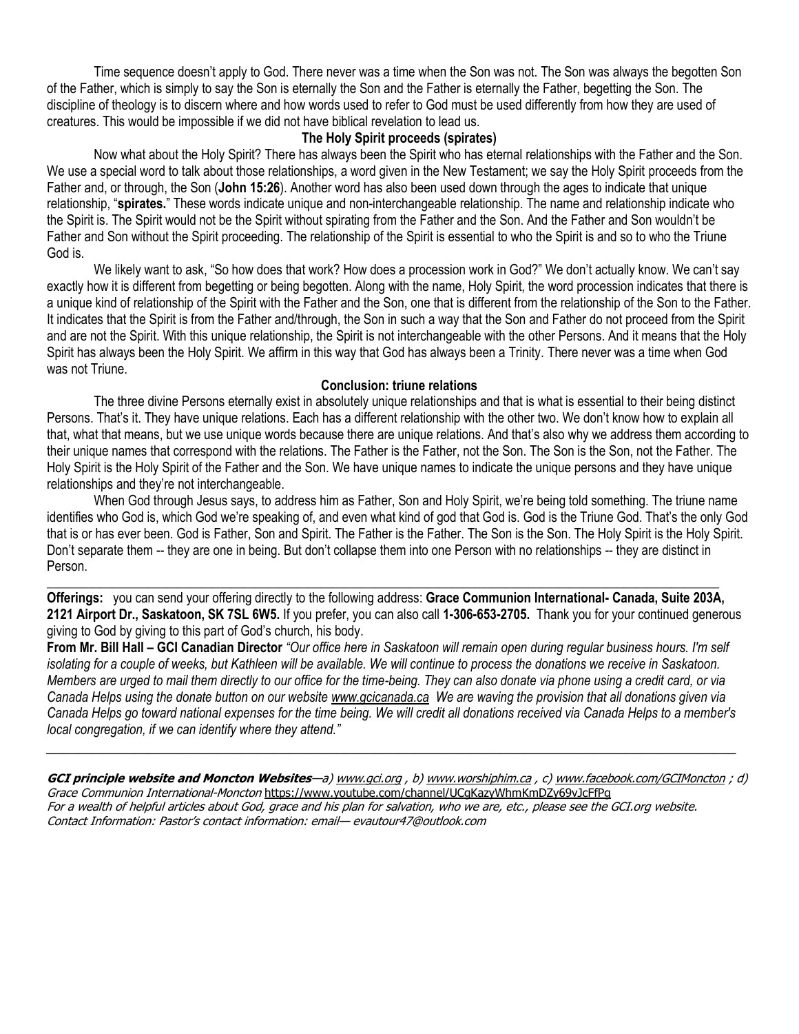Time sequence doesn't apply to God. There never was a time when the Son was not. The Son was always the begotten Son of the Father, which is simply to say the Son is eternally the Son and the Father is eternally the Father, begetting the Son. The discipline of theology is to discern where and how words used to refer to God must be used differently from how they are used of creatures. This would be impossible if we did not have biblical revelation to lead us.

### The Holy Spirit proceeds (spirates)

Now what about the Holy Spirit? There has always been the Spirit who has eternal relationships with the Father and the Son. We use a special word to talk about those relationships, a word given in the New Testament; we say the Holy Spirit proceeds from the Father and, or through, the Son (**John 15:26**). Another word has also been used down through the ages to indicate that unique relationship, "**spirates.**" These words indicate unique and non-interchangeable relationship. The name and relationship indicate who the Spirit is. The Spirit would not be the Spirit without spirating from the Father and the Son. And the Father and Son wouldn't be Father and Son without the Spirit proceeding. The relationship of the Spirit is essential to who the Spirit is and so to who the Triune God is.

We likely want to ask, "So how does that work? How does a procession work in God?" We don't actually know. We can't say exactly how it is different from begetting or being begotten. Along with the name, Holy Spirit, the word procession indicates that there is a unique kind of relationship of the Spirit with the Father and the Son, one that is different from the relationship of the Son to the Father. It indicates that the Spirit is from the Father and/through, the Son in such a way that the Son and Father do not proceed from the Spirit and are not the Spirit. With this unique relationship, the Spirit is not interchangeable with the other Persons. And it means that the Holy Spirit has always been the Holy Spirit. We affirm in this way that God has always been a Trinity. There never was a time when God was not Triune.

### Conclusion: triune relations

The three divine Persons eternally exist in absolutely unique relationships and that is what is essential to their being distinct Persons. That's it. They have unique relations. Each has a different relationship with the other two. We don't know how to explain all that, what that means, but we use unique words because there are unique relations. And that's also why we address them according to their unique names that correspond with the relations. The Father is the Father, not the Son. The Son is the Son, not the Father. The Holy Spirit is the Holy Spirit of the Father and the Son. We have unique names to indicate the unique persons and they have unique relationships and they're not interchangeable.

When God through Jesus says, to address him as Father, Son and Holy Spirit, we're being told something. The triune name identifies who God is, which God we're speaking of, and even what kind of god that God is. God is the Triune God. That's the only God that is or has ever been. God is Father, Son and Spirit. The Father is the Father. The Son is the Son. The Holy Spirit is the Holy Spirit. Don't separate them -- they are one in being. But don't collapse them into one Person with no relationships -- they are distinct in Person.

---

**Offerings:** you can send your offering directly to the following address: **Grace Communion International- Canada, Suite 203A, 2121 Airport Dr., Saskatoon, SK 7SL 6W5.** If you prefer, you can also call **1-306-653-2705.** Thank you for your continued generous giving to God by giving to this part of God's church, his body.

**From Mr. Bill Hall – GCI Canadian Director** *"Our office here in Saskatoon will remain open during regular business hours. I'm self isolating for a couple of weeks, but Kathleen will be available. We will continue to process the donations we receive in Saskatoon. Members are urged to mail them directly to our office for the time-being. They can also donate via phone using a credit card, or via Canada Helps using the donate button on our website www.gcicanada.ca We are waving the provision that all donations given via Canada Helps go toward national expenses for the time being. We will credit all donations received via Canada Helps to a member's local congregation, if we can identify where they attend."*

---

***GCI principle website and Moncton Websites****—a) www.gci.org , b) www.worshiphim.ca , c) www.facebook.com/GCIMoncton ; d) Grace Communion International-Moncton* https://www.youtube.com/channel/UCgKazyWhmKmDZy69vJcFfPq
*For a wealth of helpful articles about God, grace and his plan for salvation, who we are, etc., please see the GCI.org website.*
*Contact Information: Pastor's contact information: email— evautour47@outlook.com*